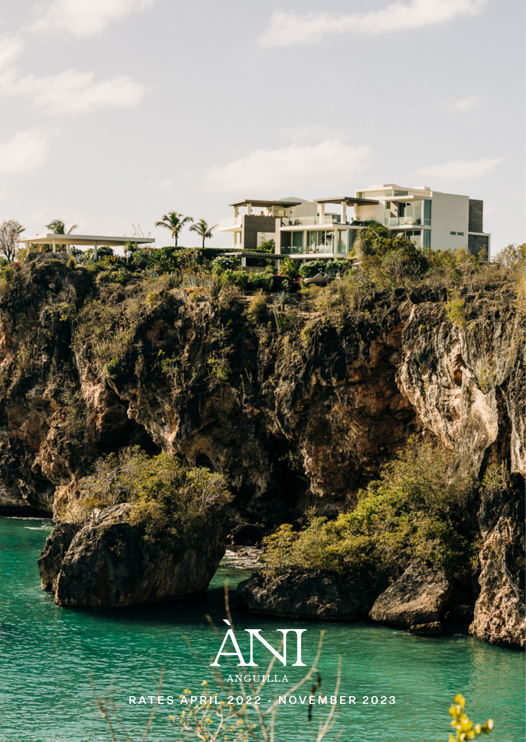# ÀNI

ANGUILLA

RATES APRIL 2022 - NOVEMBER 2023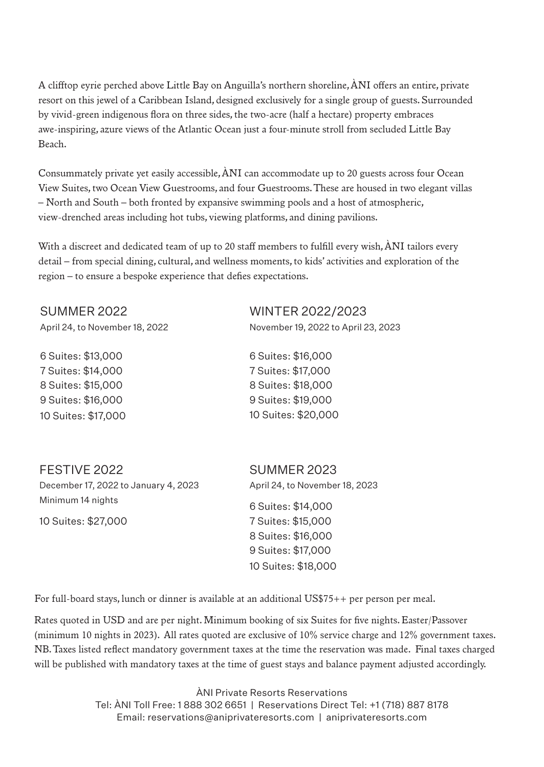A clifftop eyrie perched above Little Bay on Anguilla's northern shoreline, ÀNI offers an entire, private resort on this jewel of a Caribbean Island, designed exclusively for a single group of guests. Surrounded by vivid-green indigenous flora on three sides, the two-acre (half a hectare) property embraces awe-inspiring, azure views of the Atlantic Ocean just a four-minute stroll from secluded Little Bay Beach.

Consummately private yet easily accessible, ÀNI can accommodate up to 20 guests across four Ocean View Suites, two Ocean View Guestrooms, and four Guestrooms. These are housed in two elegant villas – North and South – both fronted by expansive swimming pools and a host of atmospheric, view-drenched areas including hot tubs, viewing platforms, and dining pavilions.

With a discreet and dedicated team of up to 20 staff members to fulfill every wish, ÀNI tailors every detail – from special dining, cultural, and wellness moments, to kids' activities and exploration of the region – to ensure a bespoke experience that defies expectations.

## SUMMER 2022

April 24, to November 18, 2022

6 Suites: $13,000
7 Suites: $14,000
8 Suites: $15,000
9 Suites: $16,000
10 Suites: $17,000

## WINTER 2022/2023

November 19, 2022 to April 23, 2023

6 Suites: $16,000
7 Suites: $17,000
8 Suites: $18,000
9 Suites: $19,000
10 Suites: $20,000

## FESTIVE 2022

December 17, 2022 to January 4, 2023
Minimum 14 nights

10 Suites: $27,000

## SUMMER 2023

April 24, to November 18, 2023

6 Suites: $14,000
7 Suites: $15,000
8 Suites: $16,000
9 Suites: $17,000
10 Suites: $18,000

For full-board stays, lunch or dinner is available at an additional US$75++ per person per meal.

Rates quoted in USD and are per night. Minimum booking of six Suites for five nights. Easter/Passover (minimum 10 nights in 2023). All rates quoted are exclusive of 10% service charge and 12% government taxes. NB. Taxes listed reflect mandatory government taxes at the time the reservation was made. Final taxes charged will be published with mandatory taxes at the time of guest stays and balance payment adjusted accordingly.

ÀNI Private Resorts Reservations
Tel: ÀNI Toll Free: 1 888 302 6651 | Reservations Direct Tel: +1 (718) 887 8178
Email: reservations@aniprivateresorts.com | aniprivateresorts.com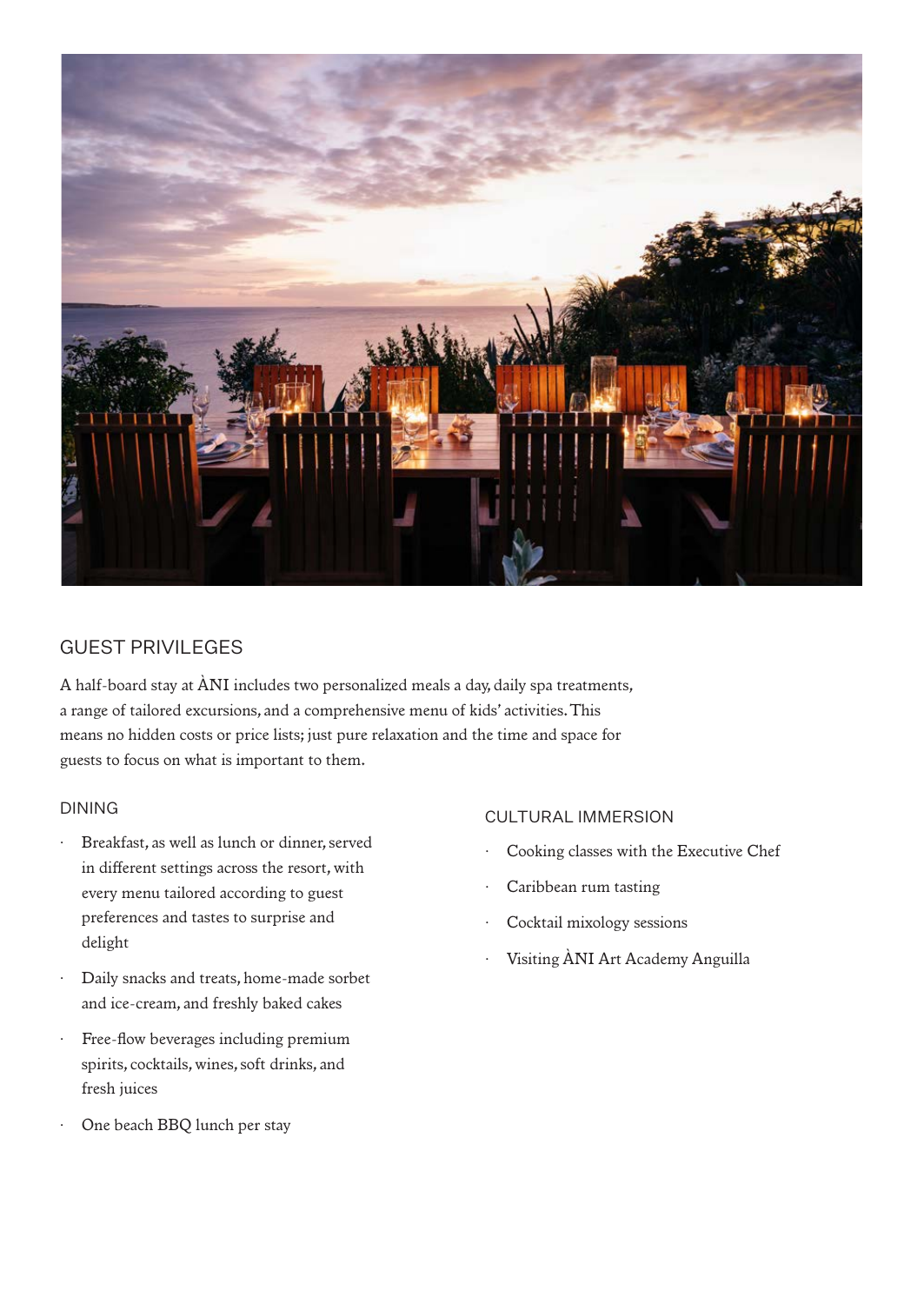## GUEST PRIVILEGES

A half-board stay at ÀNI includes two personalized meals a day, daily spa treatments, a range of tailored excursions, and a comprehensive menu of kids' activities. This means no hidden costs or price lists; just pure relaxation and the time and space for guests to focus on what is important to them.

### DINING

- Breakfast, as well as lunch or dinner, served in different settings across the resort, with every menu tailored according to guest preferences and tastes to surprise and delight
- Daily snacks and treats, home-made sorbet and ice-cream, and freshly baked cakes
- Free-flow beverages including premium spirits, cocktails, wines, soft drinks, and fresh juices
- One beach BBQ lunch per stay

### CULTURAL IMMERSION

- Cooking classes with the Executive Chef
- Caribbean rum tasting
- Cocktail mixology sessions
- Visiting ÀNI Art Academy Anguilla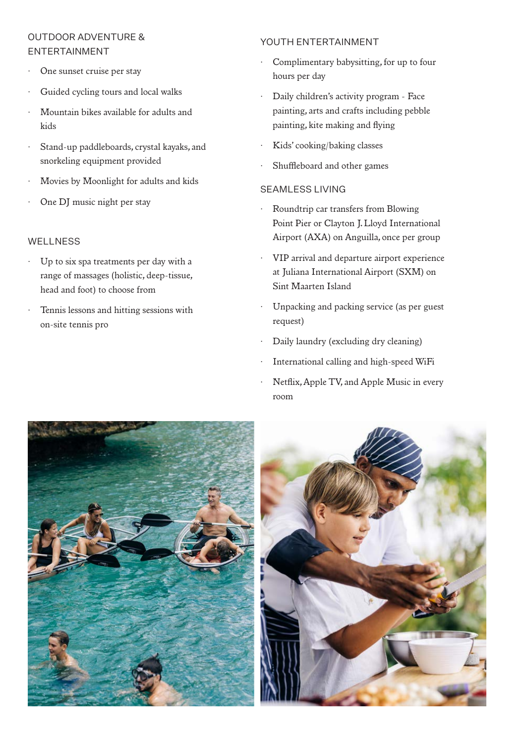## OUTDOOR ADVENTURE & ENTERTAINMENT

- One sunset cruise per stay
- Guided cycling tours and local walks
- Mountain bikes available for adults and kids
- Stand-up paddleboards, crystal kayaks, and snorkeling equipment provided
- Movies by Moonlight for adults and kids
- One DJ music night per stay

## WELLNESS

- Up to six spa treatments per day with a range of massages (holistic, deep-tissue, head and foot) to choose from
- Tennis lessons and hitting sessions with on-site tennis pro

## YOUTH ENTERTAINMENT

- Complimentary babysitting, for up to four hours per day
- Daily children's activity program - Face painting, arts and crafts including pebble painting, kite making and flying
- Kids' cooking/baking classes
- Shuffleboard and other games

## SEAMLESS LIVING

- Roundtrip car transfers from Blowing Point Pier or Clayton J. Lloyd International Airport (AXA) on Anguilla, once per group
- VIP arrival and departure airport experience at Juliana International Airport (SXM) on Sint Maarten Island
- Unpacking and packing service (as per guest request)
- Daily laundry (excluding dry cleaning)
- International calling and high-speed WiFi
- Netflix, Apple TV, and Apple Music in every room